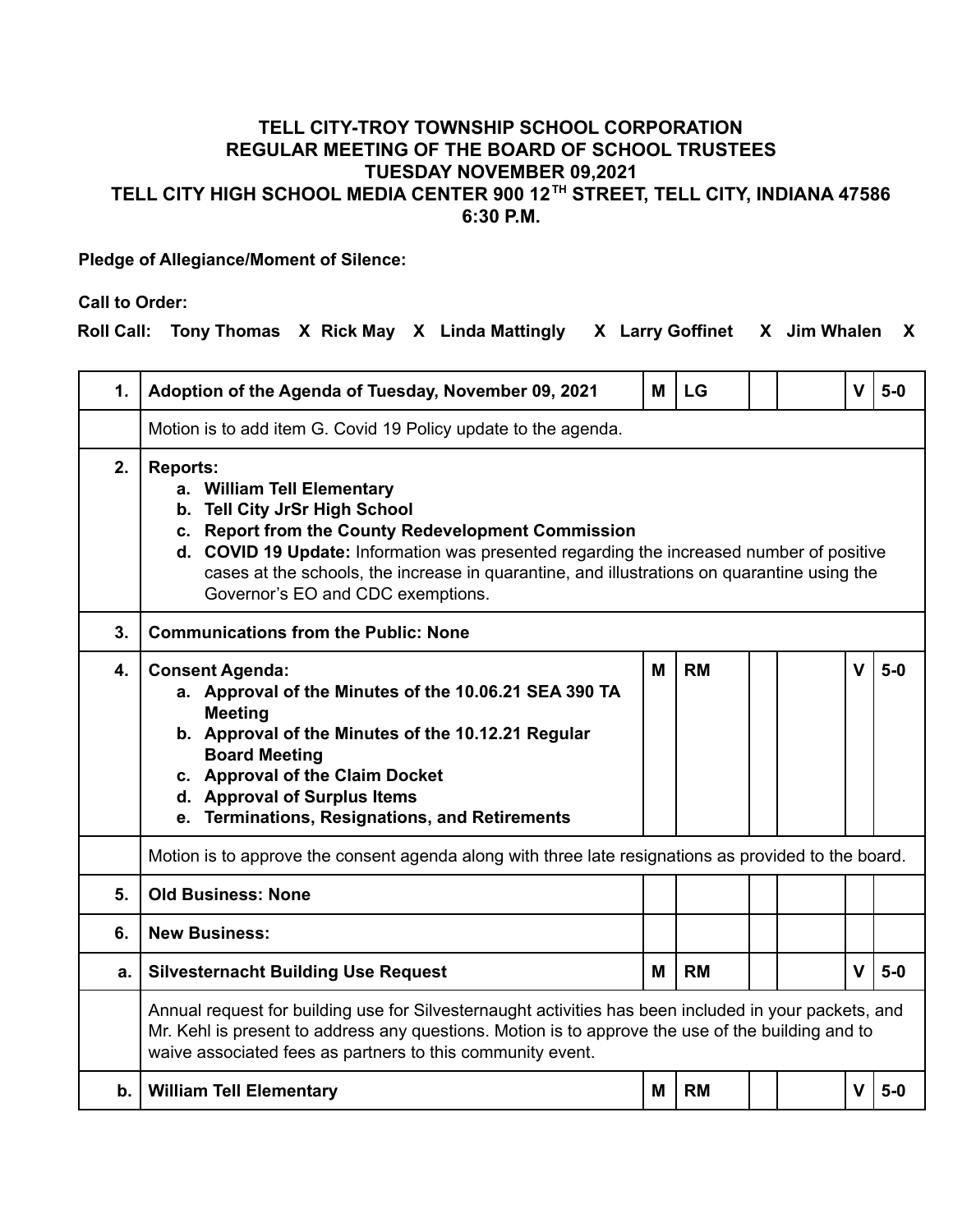# TELL CITY-TROY TOWNSHIP SCHOOL CORPORATION
# REGULAR MEETING OF THE BOARD OF SCHOOL TRUSTEES
# TUESDAY NOVEMBER 09,2021
# TELL CITY HIGH SCHOOL MEDIA CENTER 900 12TH STREET, TELL CITY, INDIANA 47586
# 6:30 P.M.

**Pledge of Allegiance/Moment of Silence:**

**Call to Order:**

**Roll Call:** **Tony Thomas X Rick May X Linda Mattingly X Larry Goffinet X Jim Whalen X**

| | | | | | | | |
|---|---|---|---|---|---|---|---|
| **1.** | **Adoption of the Agenda of Tuesday, November 09, 2021** | **M** | **LG** | | | **V** | **5-0** |
| | Motion is to add item G. Covid 19 Policy update to the agenda. | | | | | | |
| **2.** | **Reports:**<br>a. **William Tell Elementary**<br>b. **Tell City JrSr High School**<br>c. **Report from the County Redevelopment Commission**<br>d. **COVID 19 Update:** Information was presented regarding the increased number of positive cases at the schools, the increase in quarantine, and illustrations on quarantine using the Governor's EO and CDC exemptions. | | | | | | |
| **3.** | **Communications from the Public: None** | | | | | | |
| **4.** | **Consent Agenda:**<br>a. **Approval of the Minutes of the 10.06.21 SEA 390 TA Meeting**<br>b. **Approval of the Minutes of the 10.12.21 Regular Board Meeting**<br>c. **Approval of the Claim Docket**<br>d. **Approval of Surplus Items**<br>e. **Terminations, Resignations, and Retirements** | **M** | **RM** | | | **V** | **5-0** |
| | Motion is to approve the consent agenda along with three late resignations as provided to the board. | | | | | | |
| **5.** | **Old Business: None** | | | | | | |
| **6.** | **New Business:** | | | | | | |
| **a.** | **Silvesternacht Building Use Request** | **M** | **RM** | | | **V** | **5-0** |
| | Annual request for building use for Silvesternaught activities has been included in your packets, and Mr. Kehl is present to address any questions. Motion is to approve the use of the building and to waive associated fees as partners to this community event. | | | | | | |
| **b.** | **William Tell Elementary** | **M** | **RM** | | | **V** | **5-0** |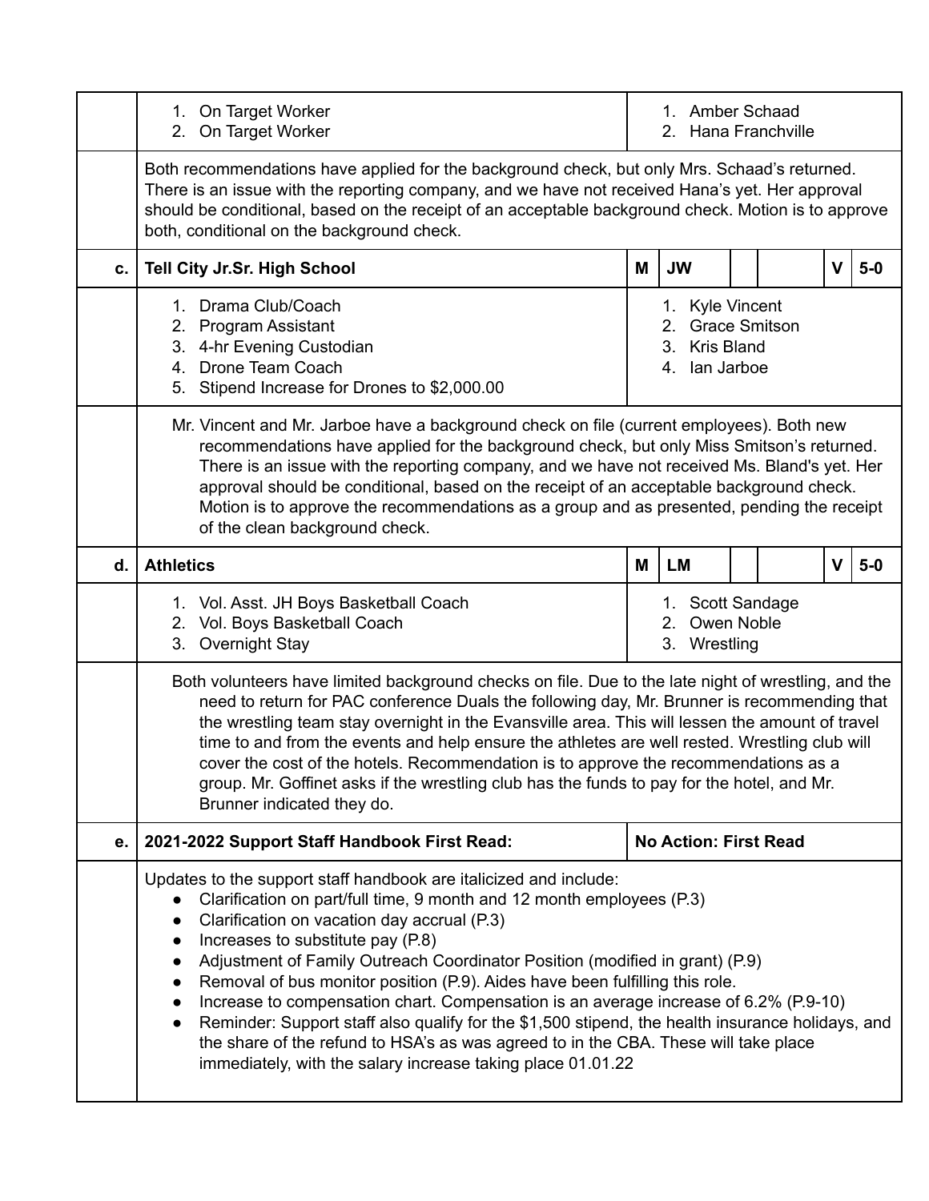| | | | | | | | |
|---|---|---|---|---|---|---|---|
| | 1. On Target Worker<br>2. On Target Worker | 1. Amber Schaad<br>2. Hana Franchville | | | | | |
| | Both recommendations have applied for the background check, but only Mrs. Schaad's returned. There is an issue with the reporting company, and we have not received Hana's yet. Her approval should be conditional, based on the receipt of an acceptable background check. Motion is to approve both, conditional on the background check. | | | | | | |
| **c.** | **Tell City Jr.Sr. High School** | **M** | **JW** | | | **V** | **5-0** |
| | 1. Drama Club/Coach<br>2. Program Assistant<br>3. 4-hr Evening Custodian<br>4. Drone Team Coach<br>5. Stipend Increase for Drones to $2,000.00 | 1. Kyle Vincent<br>2. Grace Smitson<br>3. Kris Bland<br>4. Ian Jarboe | | | | | |
| | Mr. Vincent and Mr. Jarboe have a background check on file (current employees). Both new recommendations have applied for the background check, but only Miss Smitson's returned. There is an issue with the reporting company, and we have not received Ms. Bland's yet. Her approval should be conditional, based on the receipt of an acceptable background check. Motion is to approve the recommendations as a group and as presented, pending the receipt of the clean background check. | | | | | | |
| **d.** | **Athletics** | **M** | **LM** | | | **V** | **5-0** |
| | 1. Vol. Asst. JH Boys Basketball Coach<br>2. Vol. Boys Basketball Coach<br>3. Overnight Stay | 1. Scott Sandage<br>2. Owen Noble<br>3. Wrestling | | | | | |
| | Both volunteers have limited background checks on file. Due to the late night of wrestling, and the need to return for PAC conference Duals the following day, Mr. Brunner is recommending that the wrestling team stay overnight in the Evansville area. This will lessen the amount of travel time to and from the events and help ensure the athletes are well rested. Wrestling club will cover the cost of the hotels. Recommendation is to approve the recommendations as a group. Mr. Goffinet asks if the wrestling club has the funds to pay for the hotel, and Mr. Brunner indicated they do. | | | | | | |
| **e.** | **2021-2022 Support Staff Handbook First Read:** | **No Action: First Read** | | | | | |
| | Updates to the support staff handbook are italicized and include:<br>• Clarification on part/full time, 9 month and 12 month employees (P.3)<br>• Clarification on vacation day accrual (P.3)<br>• Increases to substitute pay (P.8)<br>• Adjustment of Family Outreach Coordinator Position (modified in grant) (P.9)<br>• Removal of bus monitor position (P.9). Aides have been fulfilling this role.<br>• Increase to compensation chart. Compensation is an average increase of 6.2% (P.9-10)<br>• Reminder: Support staff also qualify for the $1,500 stipend, the health insurance holidays, and the share of the refund to HSA's as was agreed to in the CBA. These will take place immediately, with the salary increase taking place 01.01.22 | | | | | | |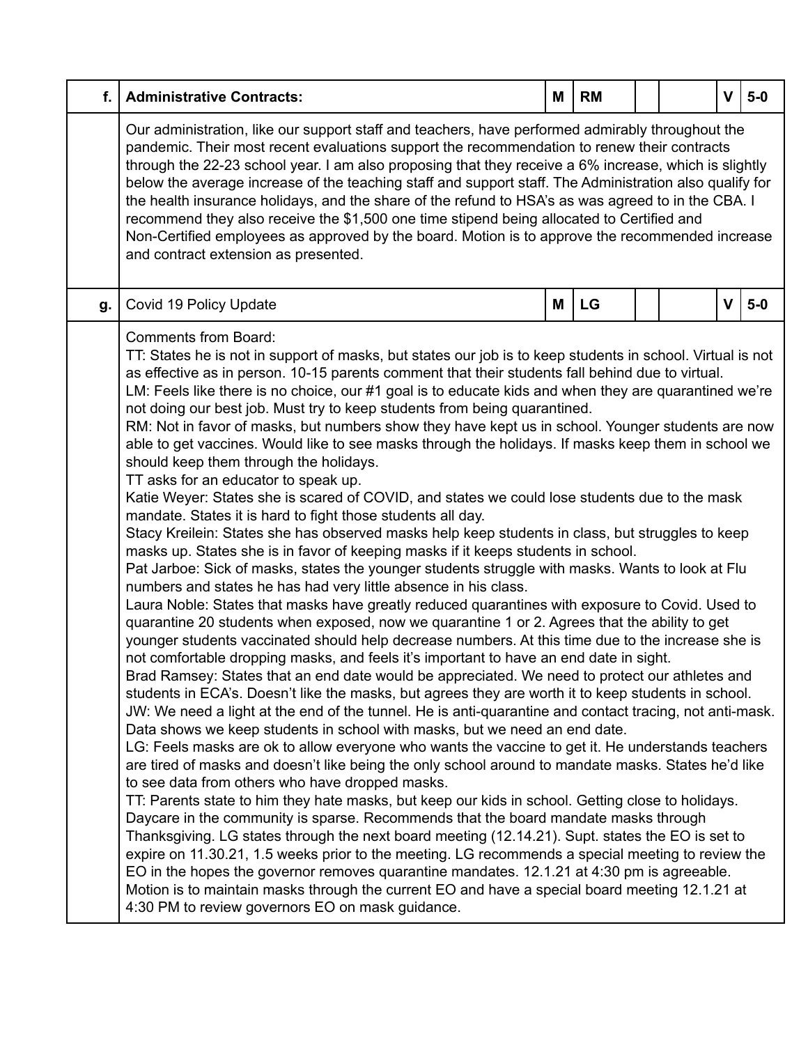| f. | **Administrative Contracts:** | **M** | **RM** | | | **V** | **5-0** |
|---|---|---|---|---|---|---|---|
| | Our administration, like our support staff and teachers, have performed admirably throughout the pandemic. Their most recent evaluations support the recommendation to renew their contracts through the 22-23 school year. I am also proposing that they receive a 6% increase, which is slightly below the average increase of the teaching staff and support staff. The Administration also qualify for the health insurance holidays, and the share of the refund to HSA's as was agreed to in the CBA. I recommend they also receive the $1,500 one time stipend being allocated to Certified and Non-Certified employees as approved by the board. Motion is to approve the recommended increase and contract extension as presented. | | | | | | |
| **g.** | Covid 19 Policy Update | **M** | **LG** | | | **V** | **5-0** |
| | Comments from Board:<br>TT: States he is not in support of masks, but states our job is to keep students in school. Virtual is not as effective as in person. 10-15 parents comment that their students fall behind due to virtual.<br>LM: Feels like there is no choice, our #1 goal is to educate kids and when they are quarantined we're not doing our best job. Must try to keep students from being quarantined.<br>RM: Not in favor of masks, but numbers show they have kept us in school. Younger students are now able to get vaccines. Would like to see masks through the holidays. If masks keep them in school we should keep them through the holidays.<br>TT asks for an educator to speak up.<br>Katie Weyer: States she is scared of COVID, and states we could lose students due to the mask mandate. States it is hard to fight those students all day.<br>Stacy Kreilein: States she has observed masks help keep students in class, but struggles to keep masks up. States she is in favor of keeping masks if it keeps students in school.<br>Pat Jarboe: Sick of masks, states the younger students struggle with masks. Wants to look at Flu numbers and states he has had very little absence in his class.<br>Laura Noble: States that masks have greatly reduced quarantines with exposure to Covid. Used to quarantine 20 students when exposed, now we quarantine 1 or 2. Agrees that the ability to get younger students vaccinated should help decrease numbers. At this time due to the increase she is not comfortable dropping masks, and feels it's important to have an end date in sight.<br>Brad Ramsey: States that an end date would be appreciated. We need to protect our athletes and students in ECA's. Doesn't like the masks, but agrees they are worth it to keep students in school.<br>JW: We need a light at the end of the tunnel. He is anti-quarantine and contact tracing, not anti-mask. Data shows we keep students in school with masks, but we need an end date.<br>LG: Feels masks are ok to allow everyone who wants the vaccine to get it. He understands teachers are tired of masks and doesn't like being the only school around to mandate masks. States he'd like to see data from others who have dropped masks.<br>TT: Parents state to him they hate masks, but keep our kids in school. Getting close to holidays. Daycare in the community is sparse. Recommends that the board mandate masks through Thanksgiving. LG states through the next board meeting (12.14.21). Supt. states the EO is set to expire on 11.30.21, 1.5 weeks prior to the meeting. LG recommends a special meeting to review the EO in the hopes the governor removes quarantine mandates. 12.1.21 at 4:30 pm is agreeable.<br>Motion is to maintain masks through the current EO and have a special board meeting 12.1.21 at 4:30 PM to review governors EO on mask guidance. | | | | | | |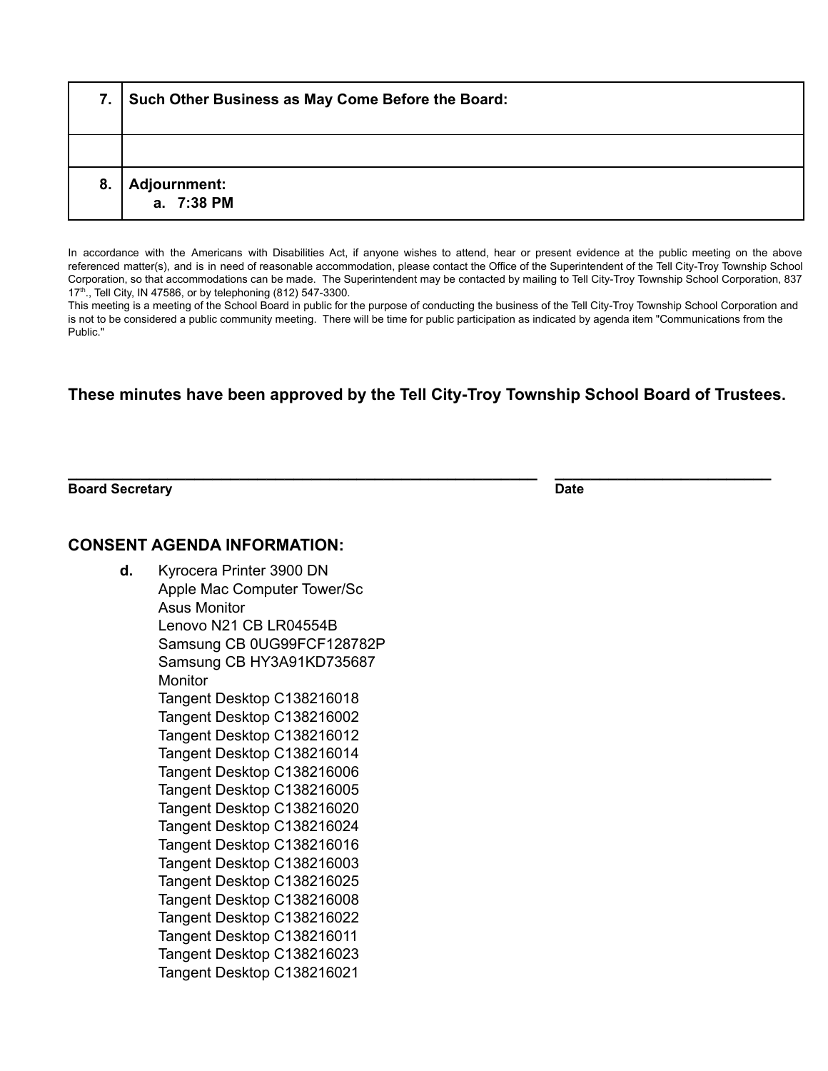| | |
|---|---|
| 7. | **Such Other Business as May Come Before the Board:** |
| | |
| 8. | **Adjournment:**<br>a. 7:38 PM |

In accordance with the Americans with Disabilities Act, if anyone wishes to attend, hear or present evidence at the public meeting on the above referenced matter(s), and is in need of reasonable accommodation, please contact the Office of the Superintendent of the Tell City-Troy Township School Corporation, so that accommodations can be made. The Superintendent may be contacted by mailing to Tell City-Troy Township School Corporation, 837 17th., Tell City, IN 47586, or by telephoning (812) 547-3300.
This meeting is a meeting of the School Board in public for the purpose of conducting the business of the Tell City-Troy Township School Corporation and is not to be considered a public community meeting. There will be time for public participation as indicated by agenda item "Communications from the Public."

**These minutes have been approved by the Tell City-Troy Township School Board of Trustees.**

_______________________________________________ _______________________
**Board Secretary** **Date**

## CONSENT AGENDA INFORMATION:

**d.** Kyrocera Printer 3900 DN
Apple Mac Computer Tower/Sc
Asus Monitor
Lenovo N21 CB LR04554B
Samsung CB 0UG99FCF128782P
Samsung CB HY3A91KD735687
Monitor
Tangent Desktop C138216018
Tangent Desktop C138216002
Tangent Desktop C138216012
Tangent Desktop C138216014
Tangent Desktop C138216006
Tangent Desktop C138216005
Tangent Desktop C138216020
Tangent Desktop C138216024
Tangent Desktop C138216016
Tangent Desktop C138216003
Tangent Desktop C138216025
Tangent Desktop C138216008
Tangent Desktop C138216022
Tangent Desktop C138216011
Tangent Desktop C138216023
Tangent Desktop C138216021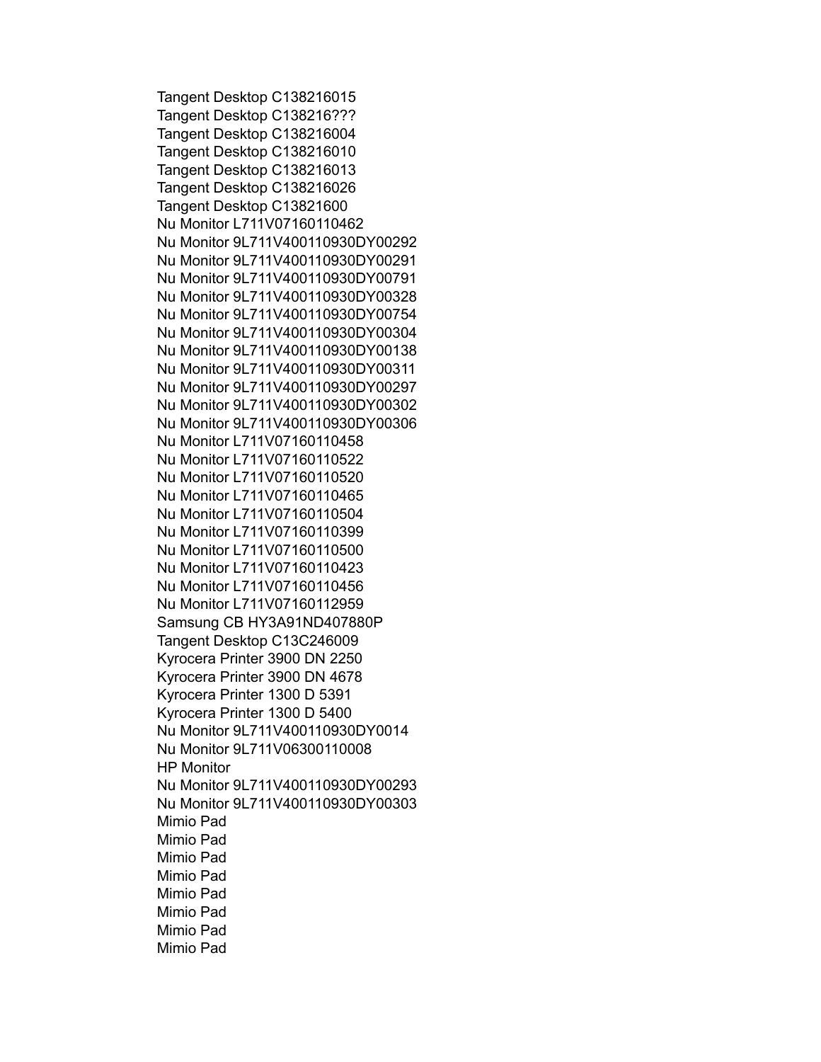Tangent Desktop C138216015
Tangent Desktop C138216???
Tangent Desktop C138216004
Tangent Desktop C138216010
Tangent Desktop C138216013
Tangent Desktop C138216026
Tangent Desktop C13821600
Nu Monitor L711V07160110462
Nu Monitor 9L711V400110930DY00292
Nu Monitor 9L711V400110930DY00291
Nu Monitor 9L711V400110930DY00791
Nu Monitor 9L711V400110930DY00328
Nu Monitor 9L711V400110930DY00754
Nu Monitor 9L711V400110930DY00304
Nu Monitor 9L711V400110930DY00138
Nu Monitor 9L711V400110930DY00311
Nu Monitor 9L711V400110930DY00297
Nu Monitor 9L711V400110930DY00302
Nu Monitor 9L711V400110930DY00306
Nu Monitor L711V07160110458
Nu Monitor L711V07160110522
Nu Monitor L711V07160110520
Nu Monitor L711V07160110465
Nu Monitor L711V07160110504
Nu Monitor L711V07160110399
Nu Monitor L711V07160110500
Nu Monitor L711V07160110423
Nu Monitor L711V07160110456
Nu Monitor L711V07160112959
Samsung CB HY3A91ND407880P
Tangent Desktop C13C246009
Kyrocera Printer 3900 DN 2250
Kyrocera Printer 3900 DN 4678
Kyrocera Printer 1300 D 5391
Kyrocera Printer 1300 D 5400
Nu Monitor 9L711V400110930DY0014
Nu Monitor 9L711V06300110008
HP Monitor
Nu Monitor 9L711V400110930DY00293
Nu Monitor 9L711V400110930DY00303
Mimio Pad
Mimio Pad
Mimio Pad
Mimio Pad
Mimio Pad
Mimio Pad
Mimio Pad
Mimio Pad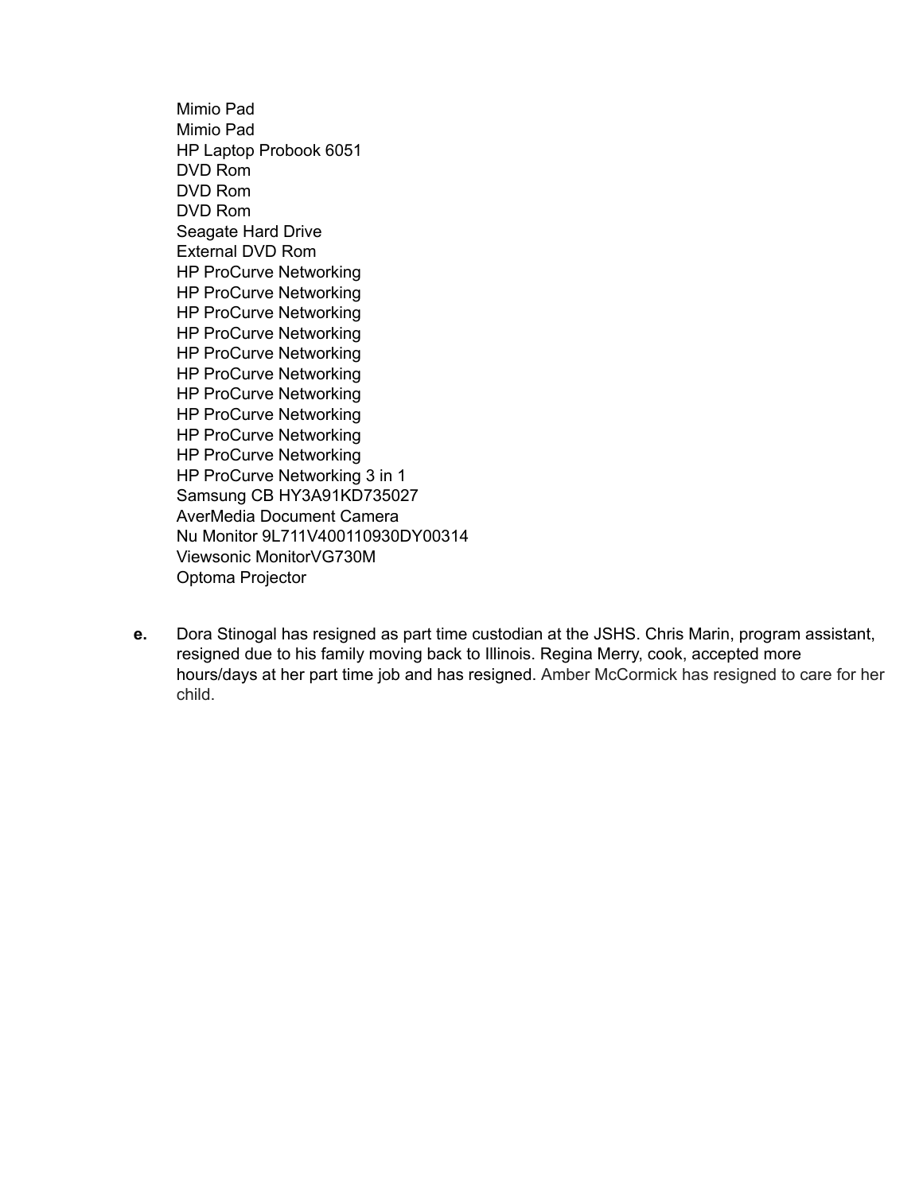Mimio Pad
Mimio Pad
HP Laptop Probook 6051
DVD Rom
DVD Rom
DVD Rom
Seagate Hard Drive
External DVD Rom
HP ProCurve Networking
HP ProCurve Networking
HP ProCurve Networking
HP ProCurve Networking
HP ProCurve Networking
HP ProCurve Networking
HP ProCurve Networking
HP ProCurve Networking
HP ProCurve Networking
HP ProCurve Networking
HP ProCurve Networking 3 in 1
Samsung CB HY3A91KD735027
AverMedia Document Camera
Nu Monitor 9L711V400110930DY00314
Viewsonic MonitorVG730M
Optoma Projector

**e.** Dora Stinogal has resigned as part time custodian at the JSHS. Chris Marin, program assistant, resigned due to his family moving back to Illinois. Regina Merry, cook, accepted more hours/days at her part time job and has resigned. Amber McCormick has resigned to care for her child.